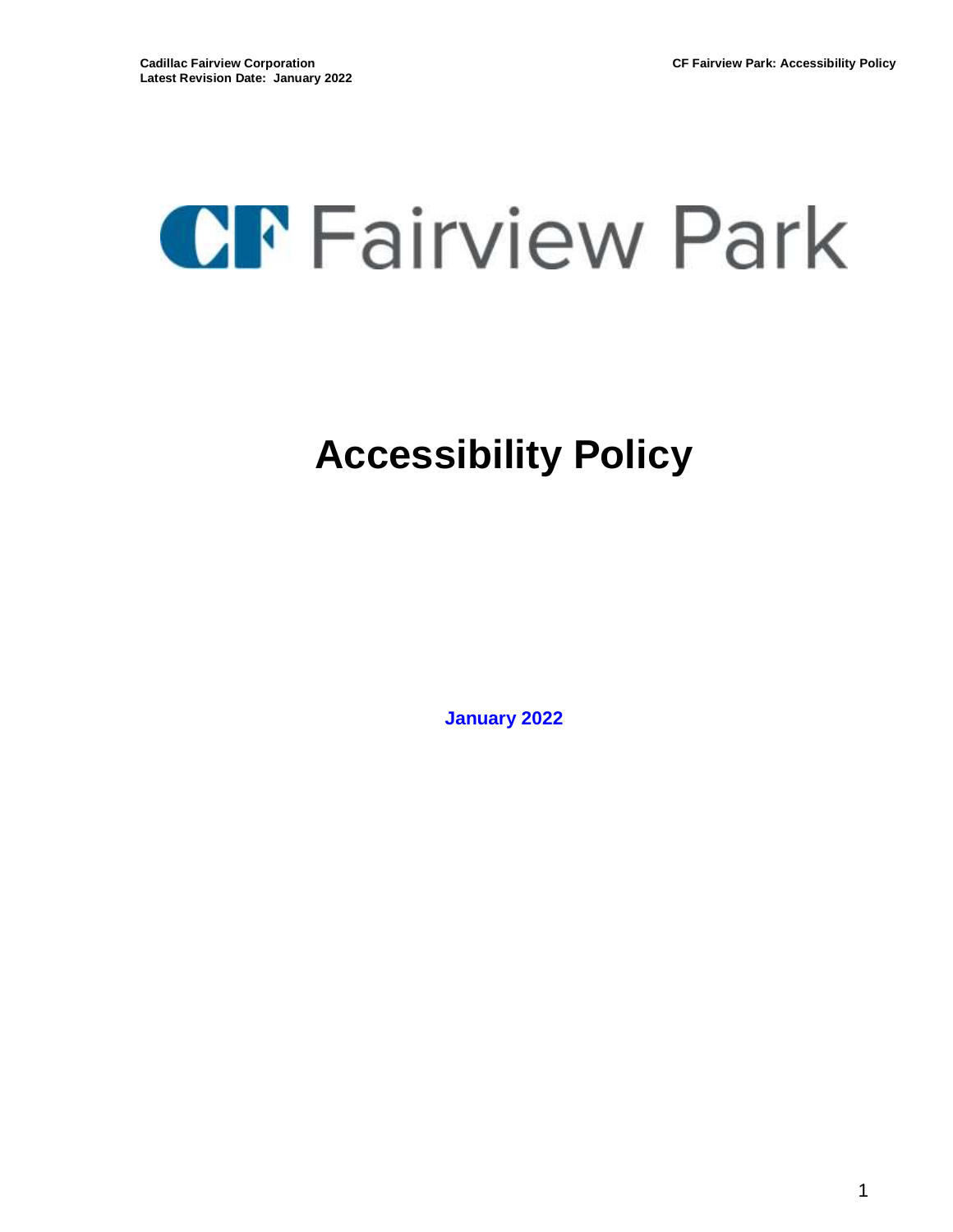# CF Fairview Park

# Accessibility Policy

**January 2022**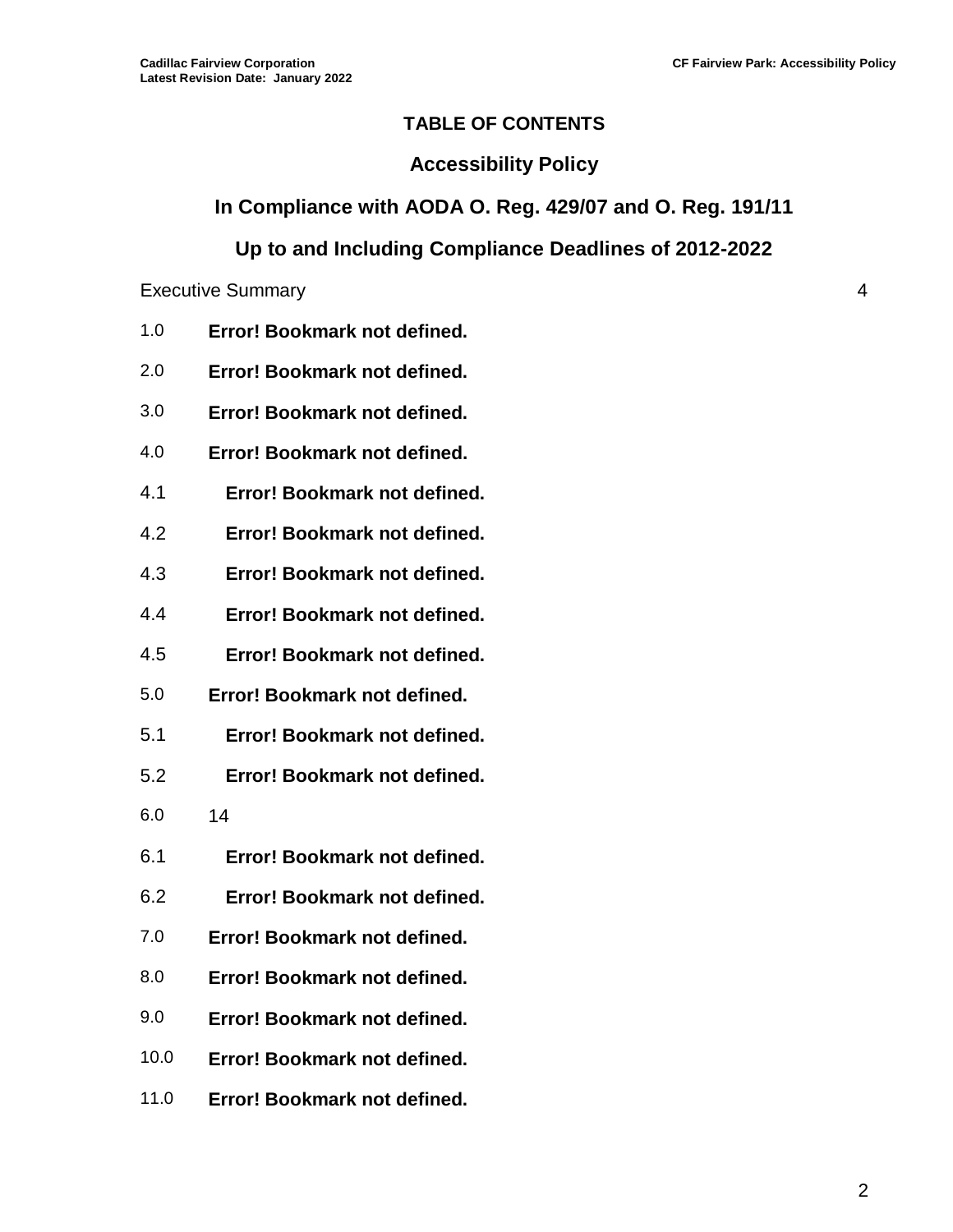## TABLE OF CONTENTS

## Accessibility Policy

## In Compliance with AODA O. Reg. 429/07 and O. Reg. 191/11

## Up to and Including Compliance Deadlines of 2012-2022

Executive Summary 4

1.0 **Error! Bookmark not defined.**

2.0 **Error! Bookmark not defined.**

3.0 **Error! Bookmark not defined.**

4.0 **Error! Bookmark not defined.**

4.1 **Error! Bookmark not defined.**

4.2 **Error! Bookmark not defined.**

4.3 **Error! Bookmark not defined.**

4.4 **Error! Bookmark not defined.**

4.5 **Error! Bookmark not defined.**

5.0 **Error! Bookmark not defined.**

5.1 **Error! Bookmark not defined.**

5.2 **Error! Bookmark not defined.**

6.0 14

6.1 **Error! Bookmark not defined.**

6.2 **Error! Bookmark not defined.**

7.0 **Error! Bookmark not defined.**

8.0 **Error! Bookmark not defined.**

9.0 **Error! Bookmark not defined.**

10.0 **Error! Bookmark not defined.**

11.0 **Error! Bookmark not defined.**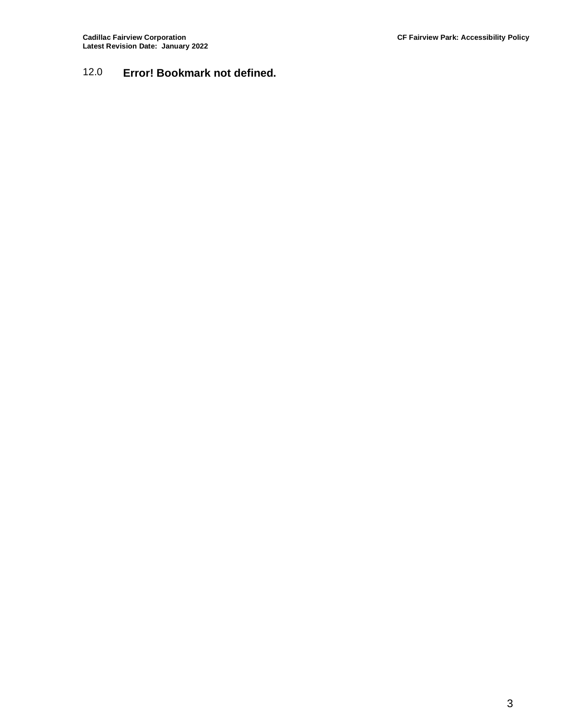12.0 **Error! Bookmark not defined.**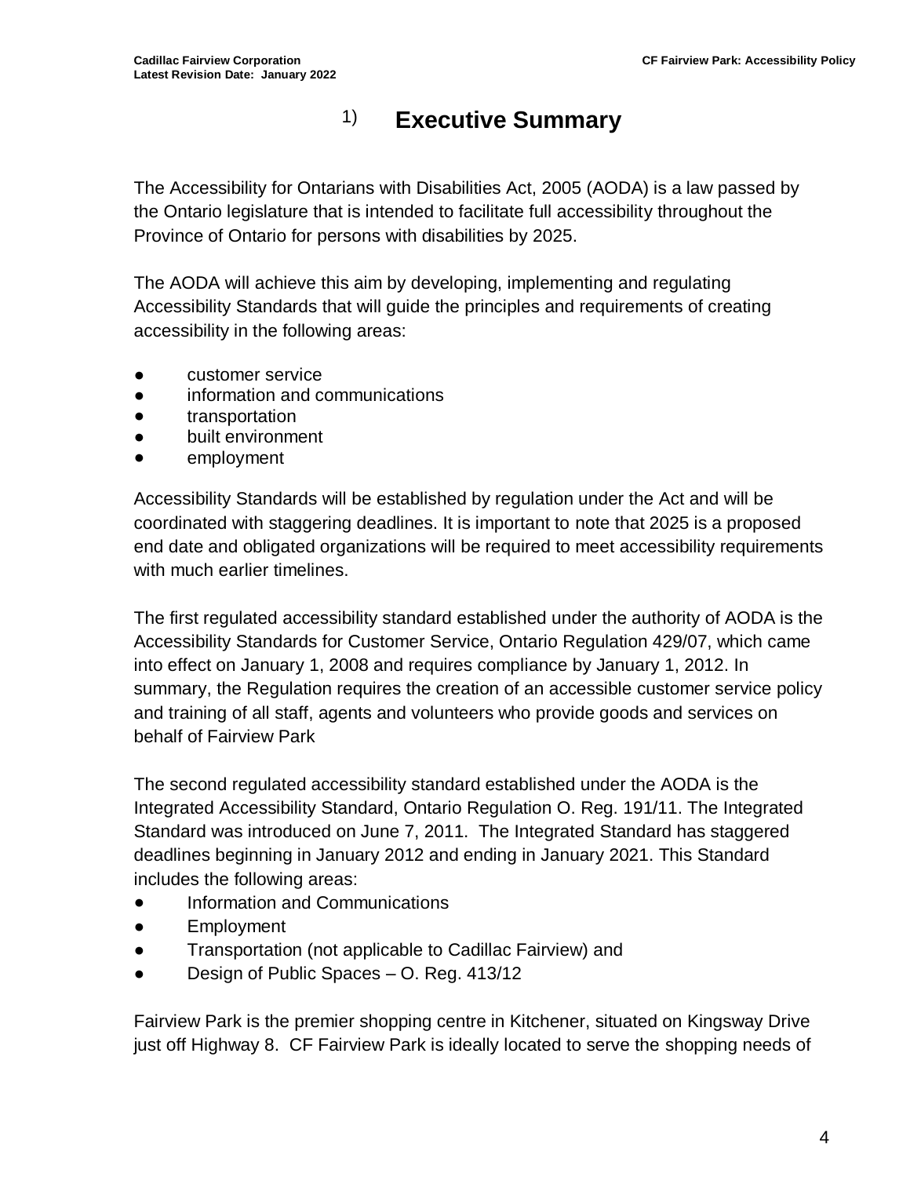# 1) Executive Summary

The Accessibility for Ontarians with Disabilities Act, 2005 (AODA) is a law passed by the Ontario legislature that is intended to facilitate full accessibility throughout the Province of Ontario for persons with disabilities by 2025.

The AODA will achieve this aim by developing, implementing and regulating Accessibility Standards that will guide the principles and requirements of creating accessibility in the following areas:

- customer service
- information and communications
- transportation
- built environment
- employment

Accessibility Standards will be established by regulation under the Act and will be coordinated with staggering deadlines. It is important to note that 2025 is a proposed end date and obligated organizations will be required to meet accessibility requirements with much earlier timelines.

The first regulated accessibility standard established under the authority of AODA is the Accessibility Standards for Customer Service, Ontario Regulation 429/07, which came into effect on January 1, 2008 and requires compliance by January 1, 2012. In summary, the Regulation requires the creation of an accessible customer service policy and training of all staff, agents and volunteers who provide goods and services on behalf of Fairview Park

The second regulated accessibility standard established under the AODA is the Integrated Accessibility Standard, Ontario Regulation O. Reg. 191/11. The Integrated Standard was introduced on June 7, 2011. The Integrated Standard has staggered deadlines beginning in January 2012 and ending in January 2021. This Standard includes the following areas:

- Information and Communications
- Employment
- Transportation (not applicable to Cadillac Fairview) and
- Design of Public Spaces – O. Reg. 413/12

Fairview Park is the premier shopping centre in Kitchener, situated on Kingsway Drive just off Highway 8. CF Fairview Park is ideally located to serve the shopping needs of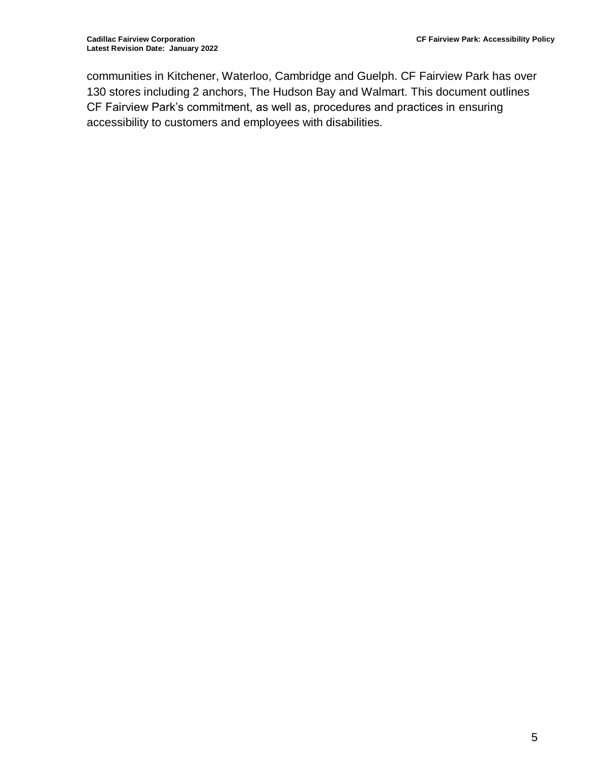communities in Kitchener, Waterloo, Cambridge and Guelph. CF Fairview Park has over 130 stores including 2 anchors, The Hudson Bay and Walmart. This document outlines CF Fairview Park's commitment, as well as, procedures and practices in ensuring accessibility to customers and employees with disabilities.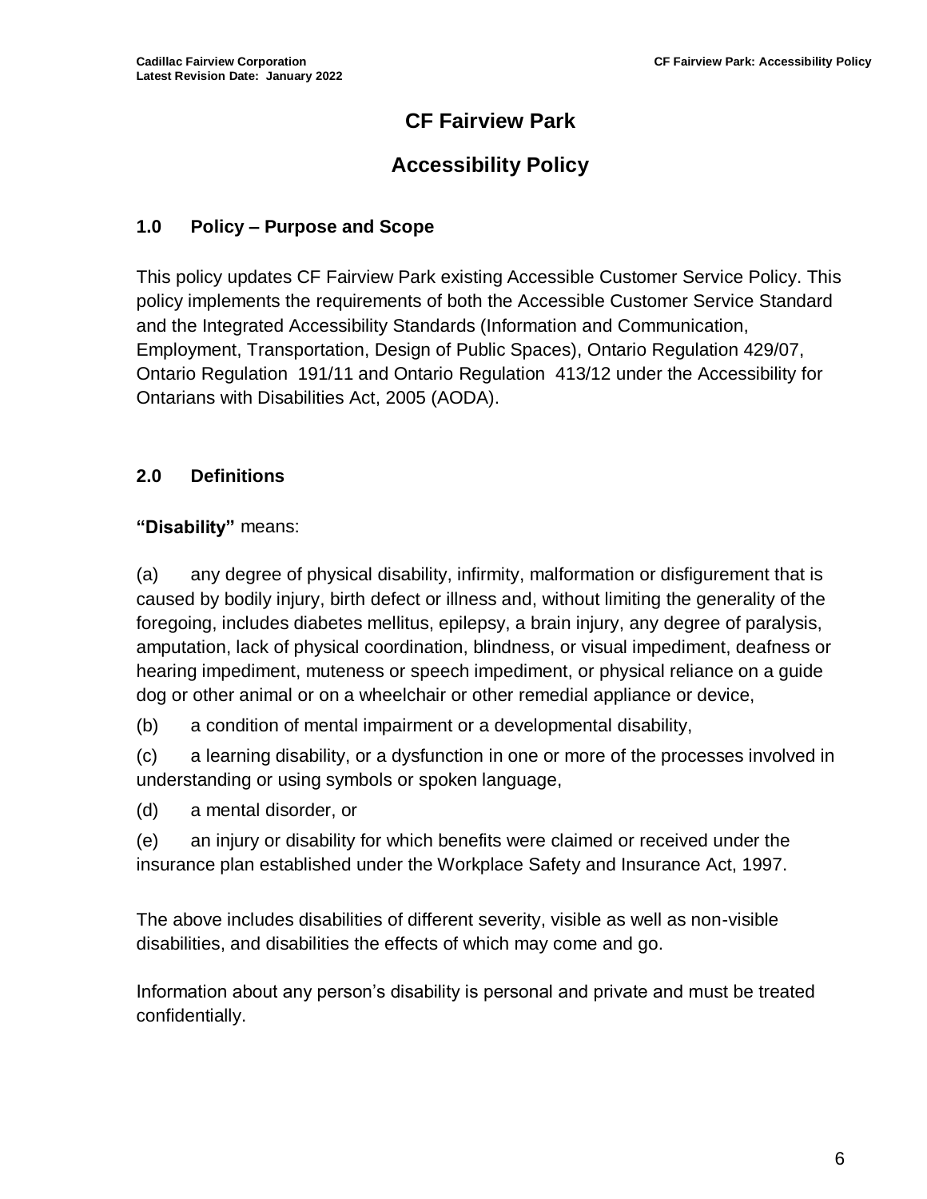# CF Fairview Park

# Accessibility Policy

## 1.0 Policy – Purpose and Scope

This policy updates CF Fairview Park existing Accessible Customer Service Policy. This policy implements the requirements of both the Accessible Customer Service Standard and the Integrated Accessibility Standards (Information and Communication, Employment, Transportation, Design of Public Spaces), Ontario Regulation 429/07, Ontario Regulation 191/11 and Ontario Regulation 413/12 under the Accessibility for Ontarians with Disabilities Act, 2005 (AODA).

## 2.0 Definitions

**"Disability"** means:

(a) any degree of physical disability, infirmity, malformation or disfigurement that is caused by bodily injury, birth defect or illness and, without limiting the generality of the foregoing, includes diabetes mellitus, epilepsy, a brain injury, any degree of paralysis, amputation, lack of physical coordination, blindness, or visual impediment, deafness or hearing impediment, muteness or speech impediment, or physical reliance on a guide dog or other animal or on a wheelchair or other remedial appliance or device,

(b) a condition of mental impairment or a developmental disability,

(c) a learning disability, or a dysfunction in one or more of the processes involved in understanding or using symbols or spoken language,

(d) a mental disorder, or

(e) an injury or disability for which benefits were claimed or received under the insurance plan established under the Workplace Safety and Insurance Act, 1997.

The above includes disabilities of different severity, visible as well as non-visible disabilities, and disabilities the effects of which may come and go.

Information about any person's disability is personal and private and must be treated confidentially.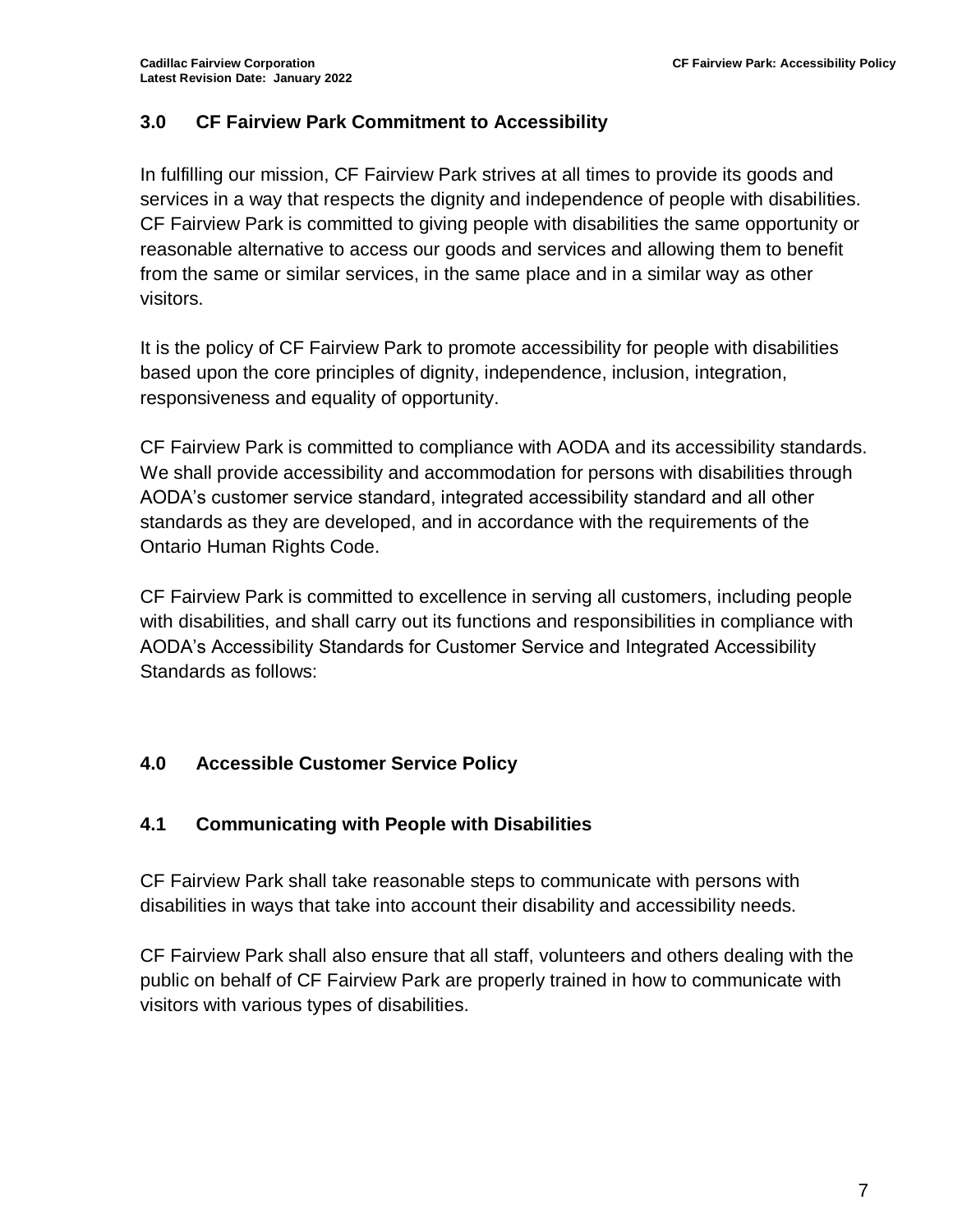## 3.0 CF Fairview Park Commitment to Accessibility

In fulfilling our mission, CF Fairview Park strives at all times to provide its goods and services in a way that respects the dignity and independence of people with disabilities. CF Fairview Park is committed to giving people with disabilities the same opportunity or reasonable alternative to access our goods and services and allowing them to benefit from the same or similar services, in the same place and in a similar way as other visitors.

It is the policy of CF Fairview Park to promote accessibility for people with disabilities based upon the core principles of dignity, independence, inclusion, integration, responsiveness and equality of opportunity.

CF Fairview Park is committed to compliance with AODA and its accessibility standards. We shall provide accessibility and accommodation for persons with disabilities through AODA's customer service standard, integrated accessibility standard and all other standards as they are developed, and in accordance with the requirements of the Ontario Human Rights Code.

CF Fairview Park is committed to excellence in serving all customers, including people with disabilities, and shall carry out its functions and responsibilities in compliance with AODA's Accessibility Standards for Customer Service and Integrated Accessibility Standards as follows:

## 4.0 Accessible Customer Service Policy

### 4.1 Communicating with People with Disabilities

CF Fairview Park shall take reasonable steps to communicate with persons with disabilities in ways that take into account their disability and accessibility needs.

CF Fairview Park shall also ensure that all staff, volunteers and others dealing with the public on behalf of CF Fairview Park are properly trained in how to communicate with visitors with various types of disabilities.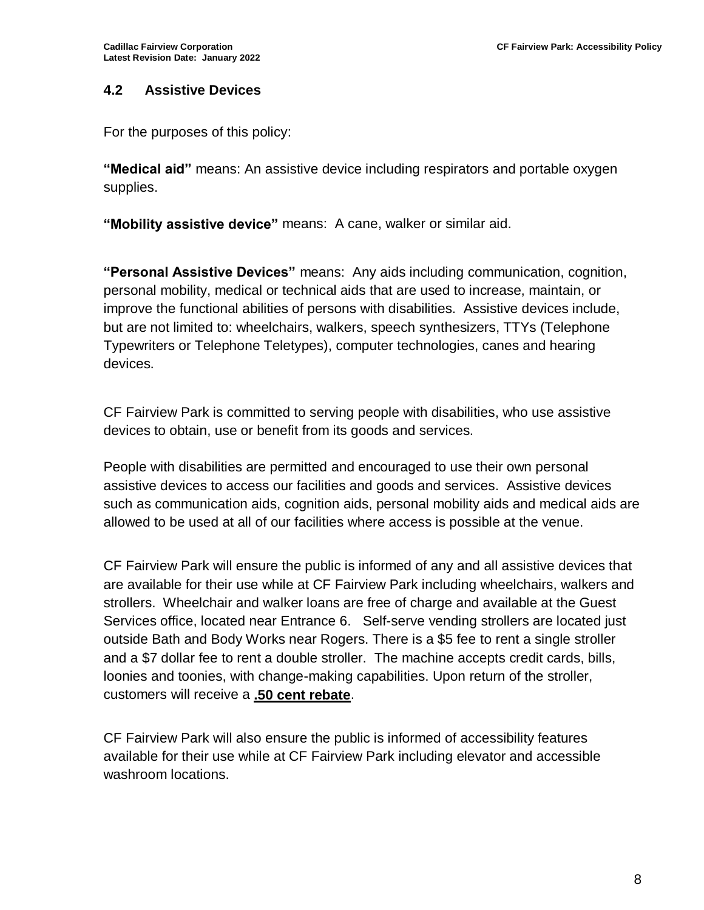### 4.2 Assistive Devices

For the purposes of this policy:

**"Medical aid"** means: An assistive device including respirators and portable oxygen supplies.

**"Mobility assistive device"** means: A cane, walker or similar aid.

**"Personal Assistive Devices"** means: Any aids including communication, cognition, personal mobility, medical or technical aids that are used to increase, maintain, or improve the functional abilities of persons with disabilities. Assistive devices include, but are not limited to: wheelchairs, walkers, speech synthesizers, TTYs (Telephone Typewriters or Telephone Teletypes), computer technologies, canes and hearing devices.

CF Fairview Park is committed to serving people with disabilities, who use assistive devices to obtain, use or benefit from its goods and services.

People with disabilities are permitted and encouraged to use their own personal assistive devices to access our facilities and goods and services. Assistive devices such as communication aids, cognition aids, personal mobility aids and medical aids are allowed to be used at all of our facilities where access is possible at the venue.

CF Fairview Park will ensure the public is informed of any and all assistive devices that are available for their use while at CF Fairview Park including wheelchairs, walkers and strollers. Wheelchair and walker loans are free of charge and available at the Guest Services office, located near Entrance 6. Self-serve vending strollers are located just outside Bath and Body Works near Rogers. There is a $5 fee to rent a single stroller and a $7 dollar fee to rent a double stroller. The machine accepts credit cards, bills, loonies and toonies, with change-making capabilities. Upon return of the stroller, customers will receive a **.50 cent rebate**.

CF Fairview Park will also ensure the public is informed of accessibility features available for their use while at CF Fairview Park including elevator and accessible washroom locations.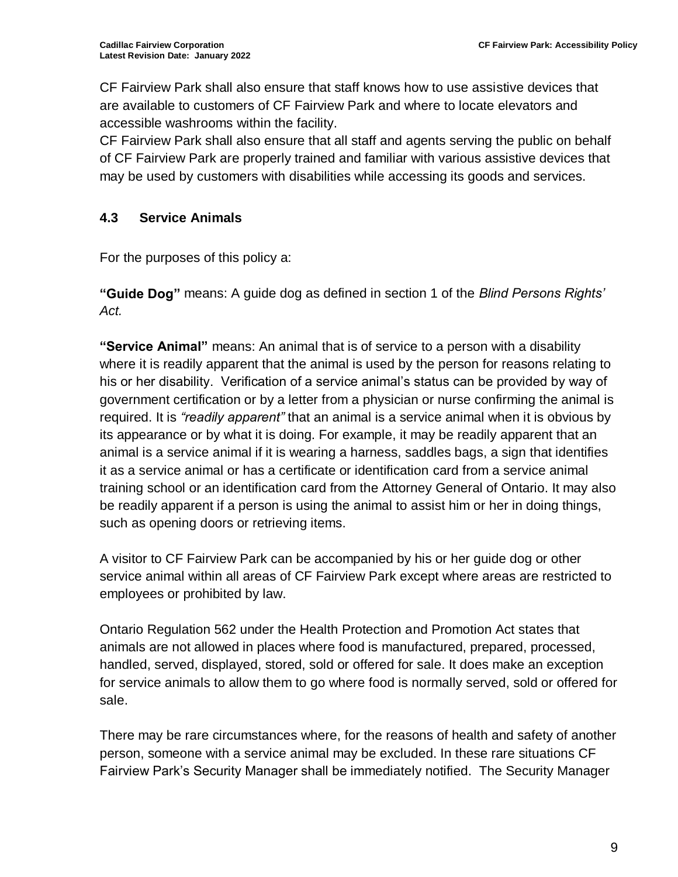CF Fairview Park shall also ensure that staff knows how to use assistive devices that are available to customers of CF Fairview Park and where to locate elevators and accessible washrooms within the facility.

CF Fairview Park shall also ensure that all staff and agents serving the public on behalf of CF Fairview Park are properly trained and familiar with various assistive devices that may be used by customers with disabilities while accessing its goods and services.

### 4.3 Service Animals

For the purposes of this policy a:

**"Guide Dog"** means: A guide dog as defined in section 1 of the *Blind Persons Rights' Act.*

**"Service Animal"** means: An animal that is of service to a person with a disability where it is readily apparent that the animal is used by the person for reasons relating to his or her disability. Verification of a service animal's status can be provided by way of government certification or by a letter from a physician or nurse confirming the animal is required. It is *"readily apparent"* that an animal is a service animal when it is obvious by its appearance or by what it is doing. For example, it may be readily apparent that an animal is a service animal if it is wearing a harness, saddles bags, a sign that identifies it as a service animal or has a certificate or identification card from a service animal training school or an identification card from the Attorney General of Ontario. It may also be readily apparent if a person is using the animal to assist him or her in doing things, such as opening doors or retrieving items.

A visitor to CF Fairview Park can be accompanied by his or her guide dog or other service animal within all areas of CF Fairview Park except where areas are restricted to employees or prohibited by law.

Ontario Regulation 562 under the Health Protection and Promotion Act states that animals are not allowed in places where food is manufactured, prepared, processed, handled, served, displayed, stored, sold or offered for sale. It does make an exception for service animals to allow them to go where food is normally served, sold or offered for sale.

There may be rare circumstances where, for the reasons of health and safety of another person, someone with a service animal may be excluded. In these rare situations CF Fairview Park's Security Manager shall be immediately notified. The Security Manager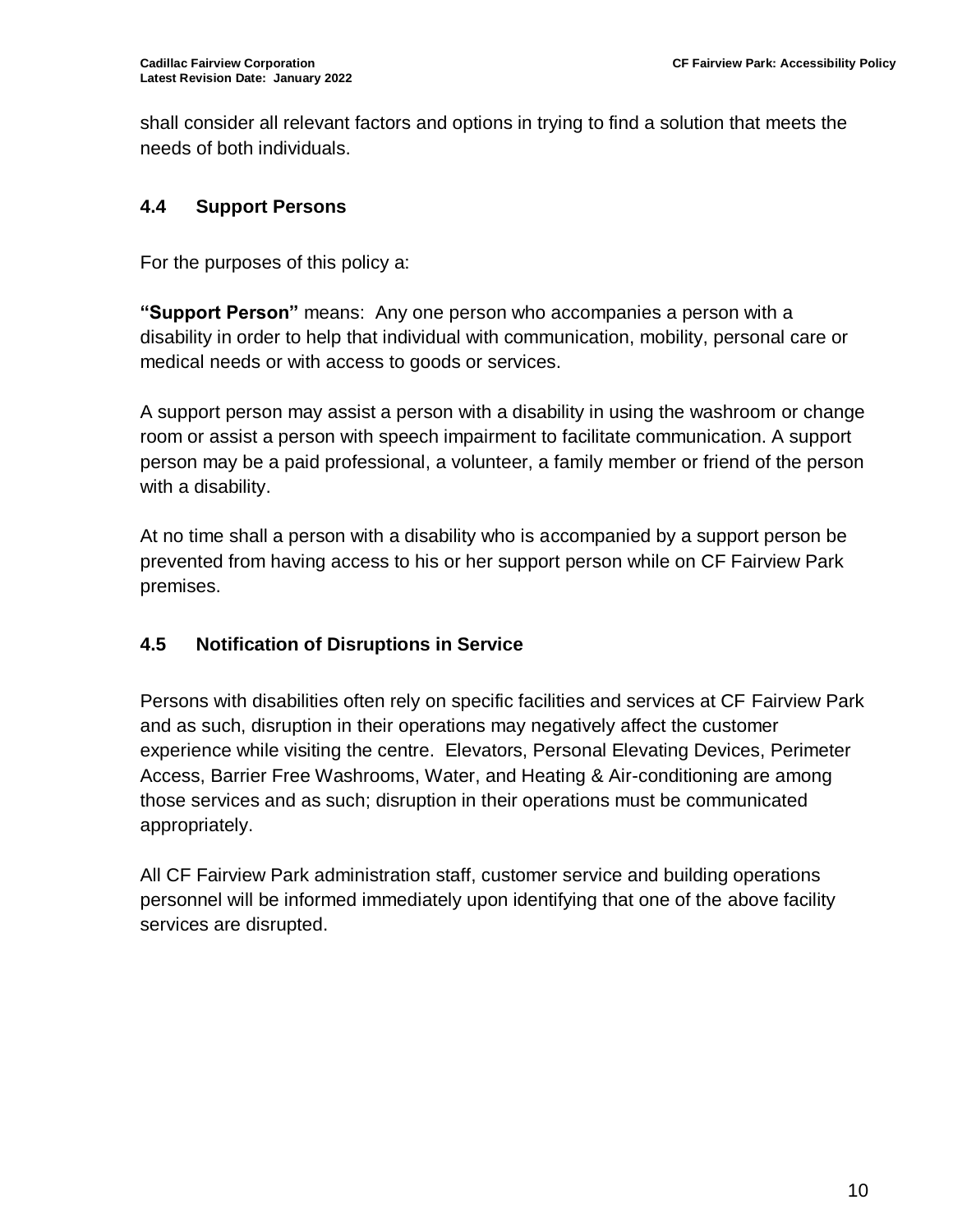shall consider all relevant factors and options in trying to find a solution that meets the needs of both individuals.

### 4.4 Support Persons

For the purposes of this policy a:

**"Support Person"** means: Any one person who accompanies a person with a disability in order to help that individual with communication, mobility, personal care or medical needs or with access to goods or services.

A support person may assist a person with a disability in using the washroom or change room or assist a person with speech impairment to facilitate communication. A support person may be a paid professional, a volunteer, a family member or friend of the person with a disability.

At no time shall a person with a disability who is accompanied by a support person be prevented from having access to his or her support person while on CF Fairview Park premises.

### 4.5 Notification of Disruptions in Service

Persons with disabilities often rely on specific facilities and services at CF Fairview Park and as such, disruption in their operations may negatively affect the customer experience while visiting the centre. Elevators, Personal Elevating Devices, Perimeter Access, Barrier Free Washrooms, Water, and Heating & Air-conditioning are among those services and as such; disruption in their operations must be communicated appropriately.

All CF Fairview Park administration staff, customer service and building operations personnel will be informed immediately upon identifying that one of the above facility services are disrupted.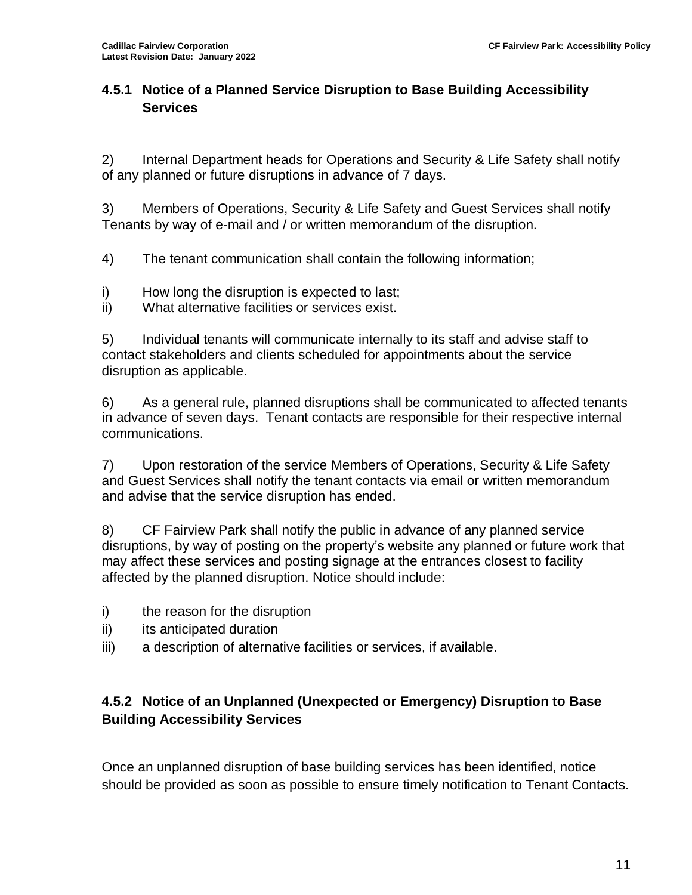### 4.5.1 Notice of a Planned Service Disruption to Base Building Accessibility Services

2) Internal Department heads for Operations and Security & Life Safety shall notify of any planned or future disruptions in advance of 7 days.

3) Members of Operations, Security & Life Safety and Guest Services shall notify Tenants by way of e-mail and / or written memorandum of the disruption.

4) The tenant communication shall contain the following information;

i) How long the disruption is expected to last;
ii) What alternative facilities or services exist.

5) Individual tenants will communicate internally to its staff and advise staff to contact stakeholders and clients scheduled for appointments about the service disruption as applicable.

6) As a general rule, planned disruptions shall be communicated to affected tenants in advance of seven days. Tenant contacts are responsible for their respective internal communications.

7) Upon restoration of the service Members of Operations, Security & Life Safety and Guest Services shall notify the tenant contacts via email or written memorandum and advise that the service disruption has ended.

8) CF Fairview Park shall notify the public in advance of any planned service disruptions, by way of posting on the property's website any planned or future work that may affect these services and posting signage at the entrances closest to facility affected by the planned disruption. Notice should include:

i) the reason for the disruption
ii) its anticipated duration
iii) a description of alternative facilities or services, if available.

### 4.5.2 Notice of an Unplanned (Unexpected or Emergency) Disruption to Base Building Accessibility Services

Once an unplanned disruption of base building services has been identified, notice should be provided as soon as possible to ensure timely notification to Tenant Contacts.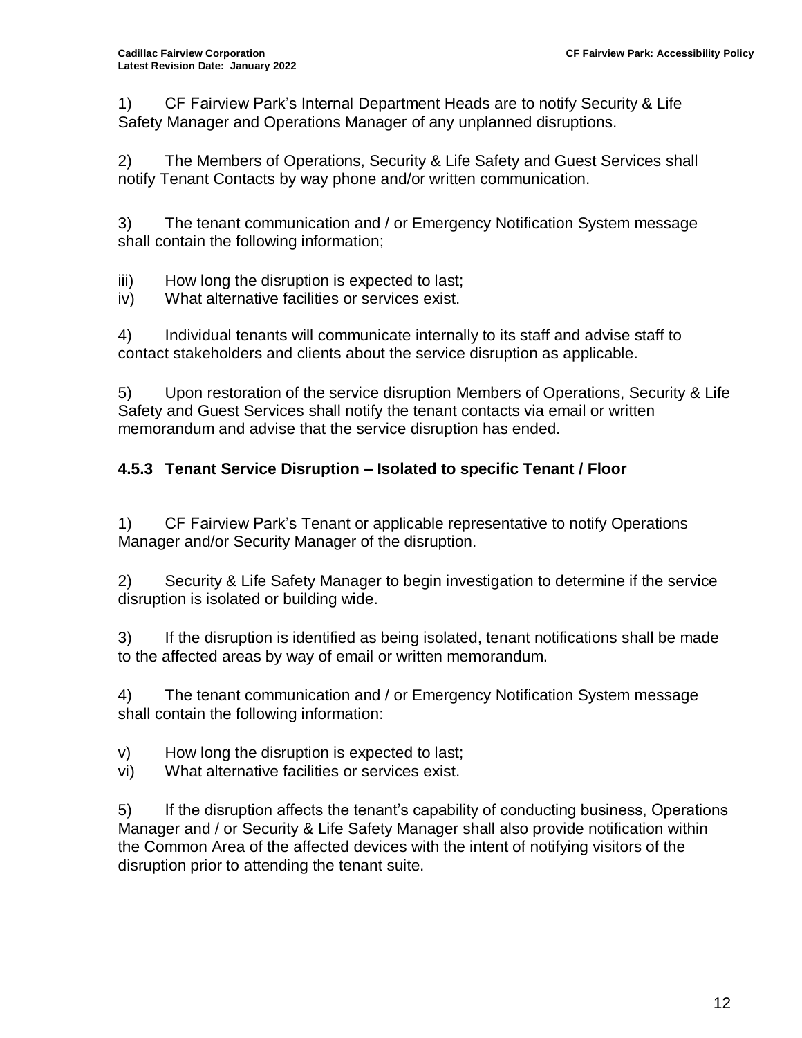1) CF Fairview Park's Internal Department Heads are to notify Security & Life Safety Manager and Operations Manager of any unplanned disruptions.

2) The Members of Operations, Security & Life Safety and Guest Services shall notify Tenant Contacts by way phone and/or written communication.

3) The tenant communication and / or Emergency Notification System message shall contain the following information;

iii) How long the disruption is expected to last;
iv) What alternative facilities or services exist.

4) Individual tenants will communicate internally to its staff and advise staff to contact stakeholders and clients about the service disruption as applicable.

5) Upon restoration of the service disruption Members of Operations, Security & Life Safety and Guest Services shall notify the tenant contacts via email or written memorandum and advise that the service disruption has ended.

### 4.5.3 Tenant Service Disruption – Isolated to specific Tenant / Floor

1) CF Fairview Park's Tenant or applicable representative to notify Operations Manager and/or Security Manager of the disruption.

2) Security & Life Safety Manager to begin investigation to determine if the service disruption is isolated or building wide.

3) If the disruption is identified as being isolated, tenant notifications shall be made to the affected areas by way of email or written memorandum.

4) The tenant communication and / or Emergency Notification System message shall contain the following information:

v) How long the disruption is expected to last;
vi) What alternative facilities or services exist.

5) If the disruption affects the tenant's capability of conducting business, Operations Manager and / or Security & Life Safety Manager shall also provide notification within the Common Area of the affected devices with the intent of notifying visitors of the disruption prior to attending the tenant suite.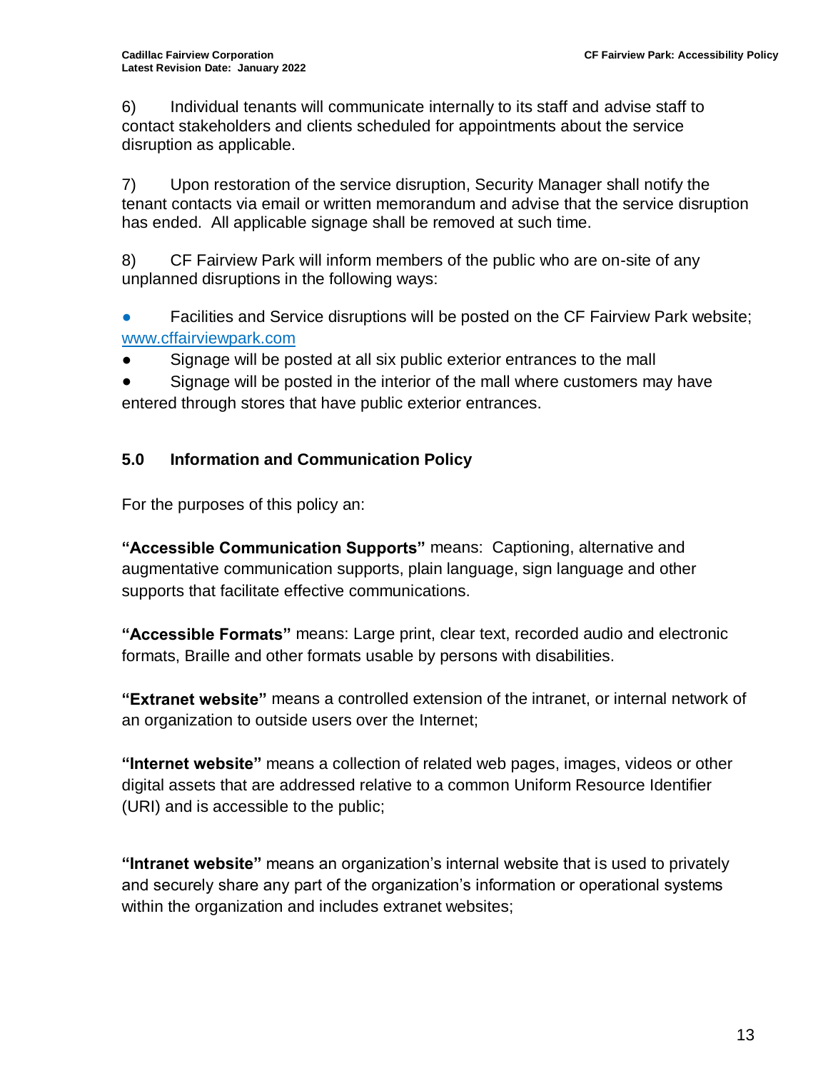6) Individual tenants will communicate internally to its staff and advise staff to contact stakeholders and clients scheduled for appointments about the service disruption as applicable.

7) Upon restoration of the service disruption, Security Manager shall notify the tenant contacts via email or written memorandum and advise that the service disruption has ended. All applicable signage shall be removed at such time.

8) CF Fairview Park will inform members of the public who are on-site of any unplanned disruptions in the following ways:

- Facilities and Service disruptions will be posted on the CF Fairview Park website; www.cffairviewpark.com
- Signage will be posted at all six public exterior entrances to the mall
- Signage will be posted in the interior of the mall where customers may have entered through stores that have public exterior entrances.

### 5.0 Information and Communication Policy

For the purposes of this policy an:

**"Accessible Communication Supports"** means: Captioning, alternative and augmentative communication supports, plain language, sign language and other supports that facilitate effective communications.

**"Accessible Formats"** means: Large print, clear text, recorded audio and electronic formats, Braille and other formats usable by persons with disabilities.

**"Extranet website"** means a controlled extension of the intranet, or internal network of an organization to outside users over the Internet;

**"Internet website"** means a collection of related web pages, images, videos or other digital assets that are addressed relative to a common Uniform Resource Identifier (URI) and is accessible to the public;

**"Intranet website"** means an organization's internal website that is used to privately and securely share any part of the organization's information or operational systems within the organization and includes extranet websites;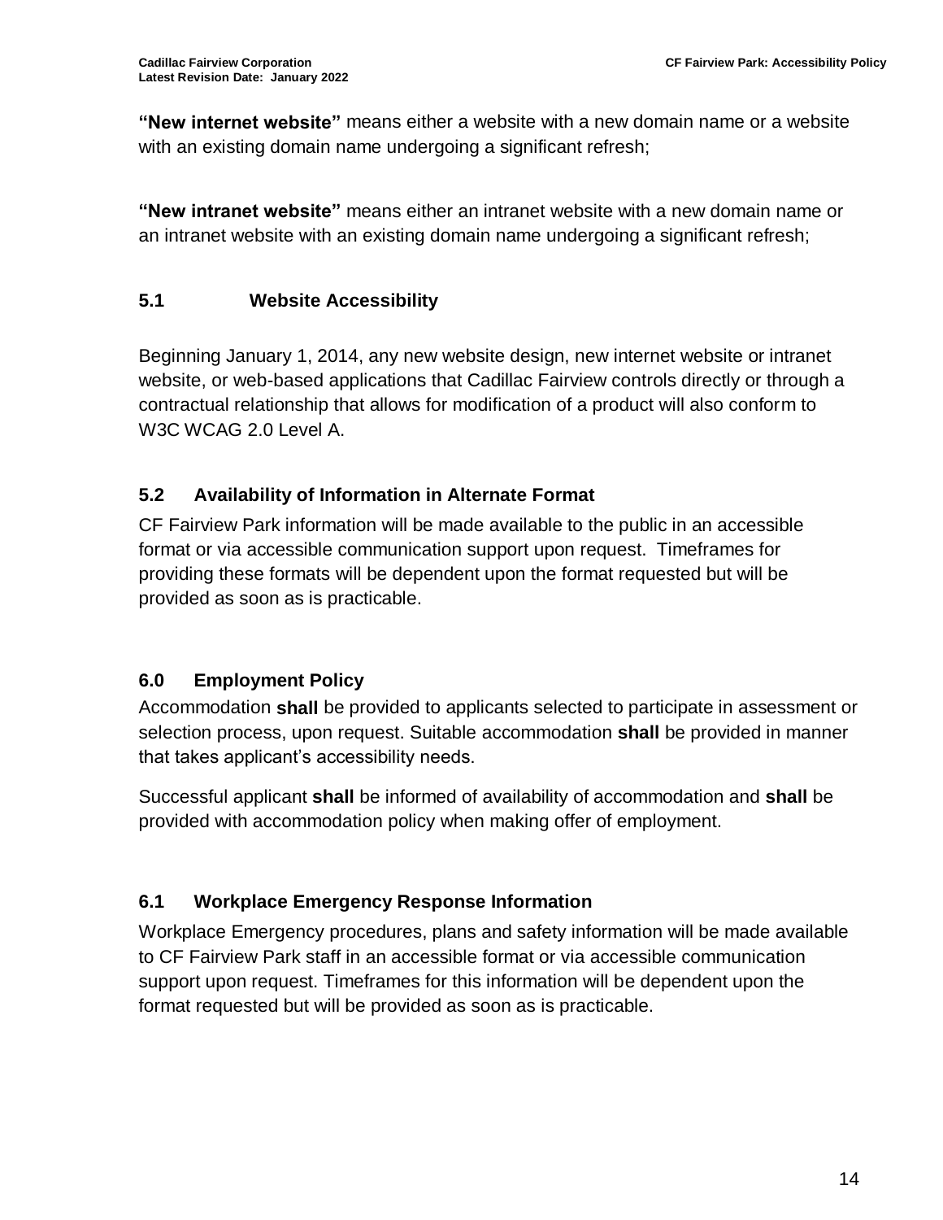**"New internet website"** means either a website with a new domain name or a website with an existing domain name undergoing a significant refresh;

**"New intranet website"** means either an intranet website with a new domain name or an intranet website with an existing domain name undergoing a significant refresh;

### 5.1 Website Accessibility

Beginning January 1, 2014, any new website design, new internet website or intranet website, or web-based applications that Cadillac Fairview controls directly or through a contractual relationship that allows for modification of a product will also conform to W3C WCAG 2.0 Level A.

### 5.2 Availability of Information in Alternate Format

CF Fairview Park information will be made available to the public in an accessible format or via accessible communication support upon request. Timeframes for providing these formats will be dependent upon the format requested but will be provided as soon as is practicable.

### 6.0 Employment Policy

Accommodation **shall** be provided to applicants selected to participate in assessment or selection process, upon request. Suitable accommodation **shall** be provided in manner that takes applicant's accessibility needs.

Successful applicant **shall** be informed of availability of accommodation and **shall** be provided with accommodation policy when making offer of employment.

### 6.1 Workplace Emergency Response Information

Workplace Emergency procedures, plans and safety information will be made available to CF Fairview Park staff in an accessible format or via accessible communication support upon request. Timeframes for this information will be dependent upon the format requested but will be provided as soon as is practicable.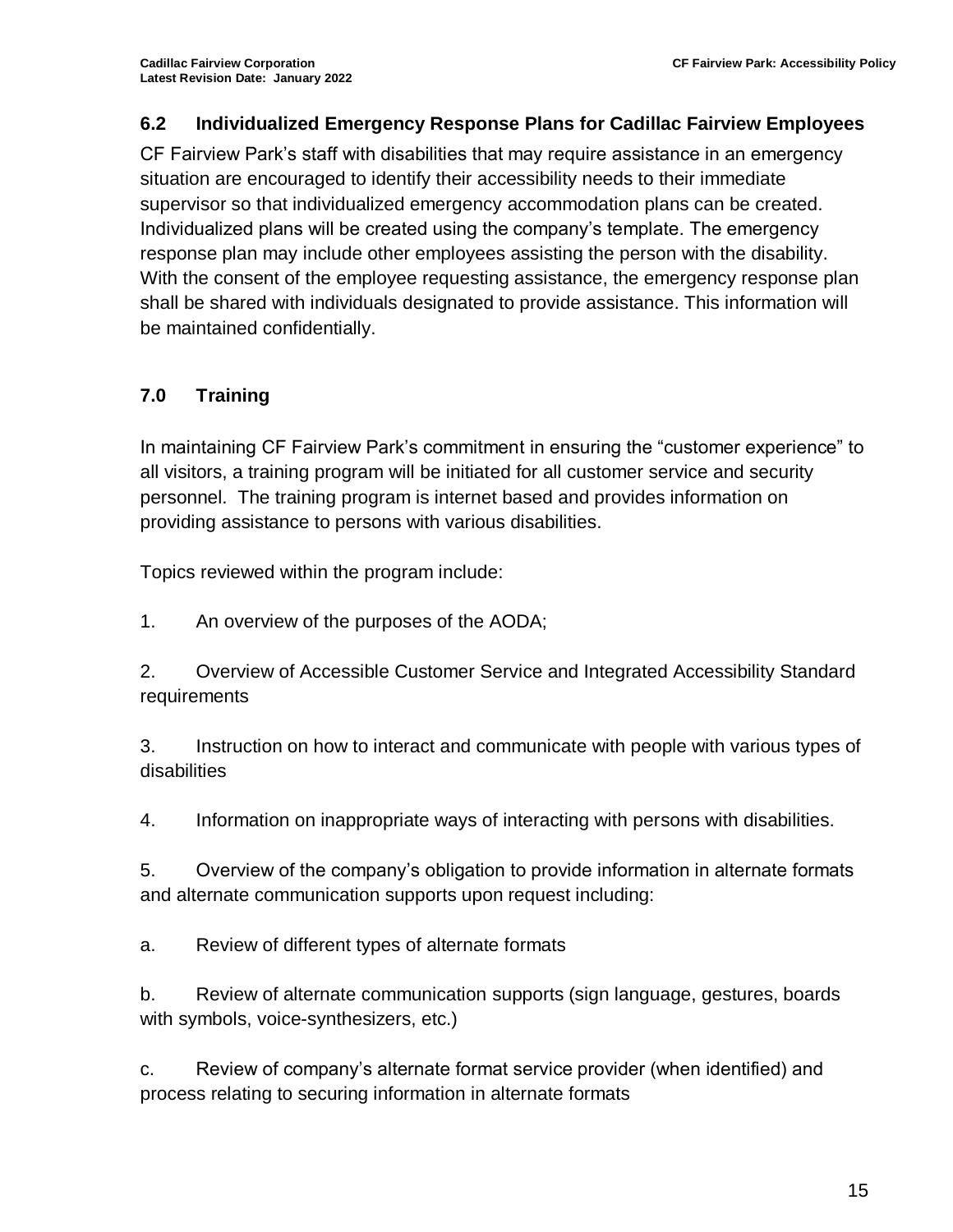### 6.2 Individualized Emergency Response Plans for Cadillac Fairview Employees

CF Fairview Park's staff with disabilities that may require assistance in an emergency situation are encouraged to identify their accessibility needs to their immediate supervisor so that individualized emergency accommodation plans can be created. Individualized plans will be created using the company's template. The emergency response plan may include other employees assisting the person with the disability. With the consent of the employee requesting assistance, the emergency response plan shall be shared with individuals designated to provide assistance. This information will be maintained confidentially.

## 7.0 Training

In maintaining CF Fairview Park's commitment in ensuring the "customer experience" to all visitors, a training program will be initiated for all customer service and security personnel. The training program is internet based and provides information on providing assistance to persons with various disabilities.

Topics reviewed within the program include:

1. An overview of the purposes of the AODA;

2. Overview of Accessible Customer Service and Integrated Accessibility Standard requirements

3. Instruction on how to interact and communicate with people with various types of disabilities

4. Information on inappropriate ways of interacting with persons with disabilities.

5. Overview of the company's obligation to provide information in alternate formats and alternate communication supports upon request including:

   a. Review of different types of alternate formats

   b. Review of alternate communication supports (sign language, gestures, boards with symbols, voice-synthesizers, etc.)

   c. Review of company's alternate format service provider (when identified) and process relating to securing information in alternate formats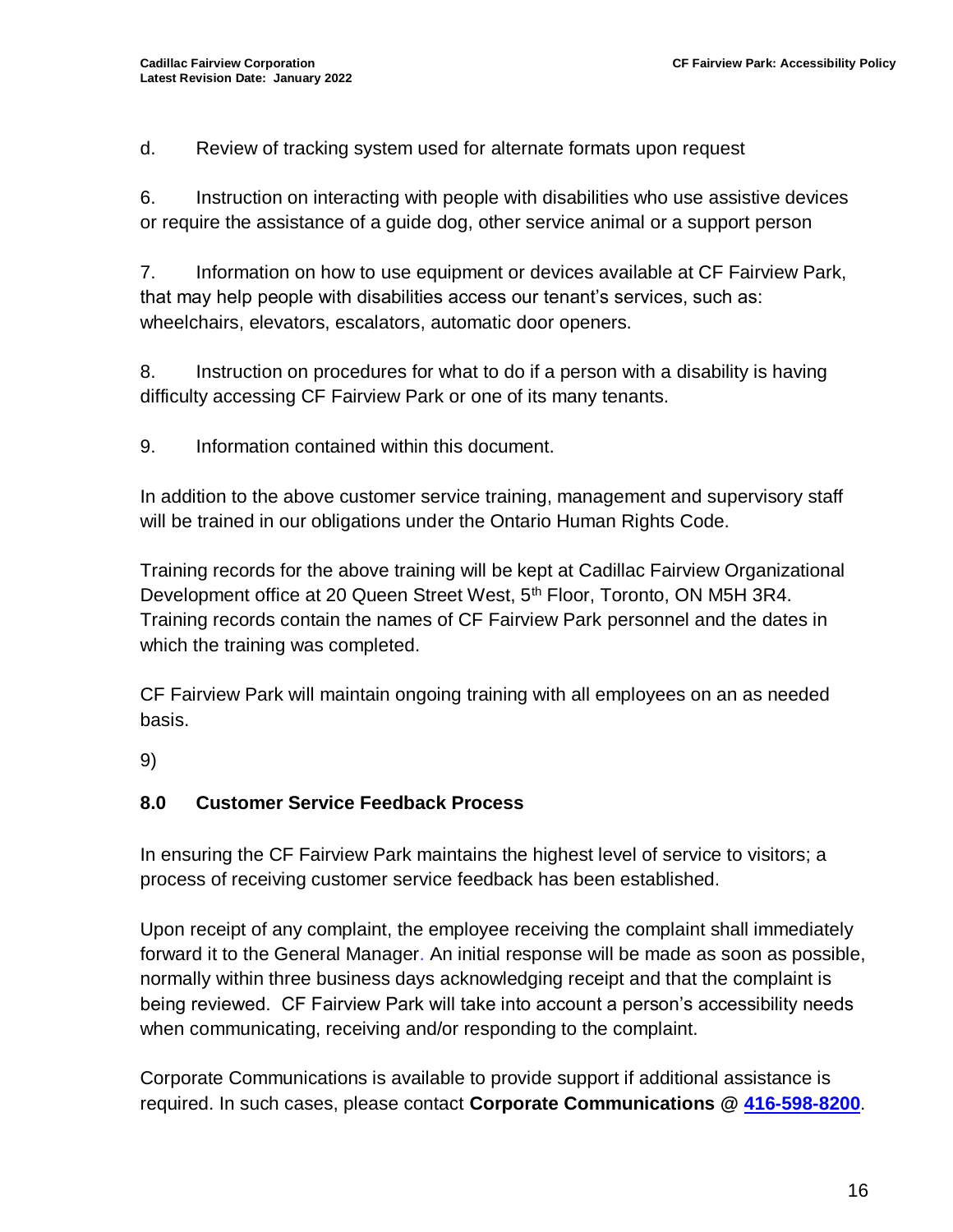d. Review of tracking system used for alternate formats upon request

6. Instruction on interacting with people with disabilities who use assistive devices or require the assistance of a guide dog, other service animal or a support person

7. Information on how to use equipment or devices available at CF Fairview Park, that may help people with disabilities access our tenant's services, such as: wheelchairs, elevators, escalators, automatic door openers.

8. Instruction on procedures for what to do if a person with a disability is having difficulty accessing CF Fairview Park or one of its many tenants.

9. Information contained within this document.

In addition to the above customer service training, management and supervisory staff will be trained in our obligations under the Ontario Human Rights Code.

Training records for the above training will be kept at Cadillac Fairview Organizational Development office at 20 Queen Street West, 5th Floor, Toronto, ON M5H 3R4. Training records contain the names of CF Fairview Park personnel and the dates in which the training was completed.

CF Fairview Park will maintain ongoing training with all employees on an as needed basis.

9)

## 8.0 Customer Service Feedback Process

In ensuring the CF Fairview Park maintains the highest level of service to visitors; a process of receiving customer service feedback has been established.

Upon receipt of any complaint, the employee receiving the complaint shall immediately forward it to the General Manager. An initial response will be made as soon as possible, normally within three business days acknowledging receipt and that the complaint is being reviewed. CF Fairview Park will take into account a person's accessibility needs when communicating, receiving and/or responding to the complaint.

Corporate Communications is available to provide support if additional assistance is required. In such cases, please contact **Corporate Communications @ 416-598-8200**.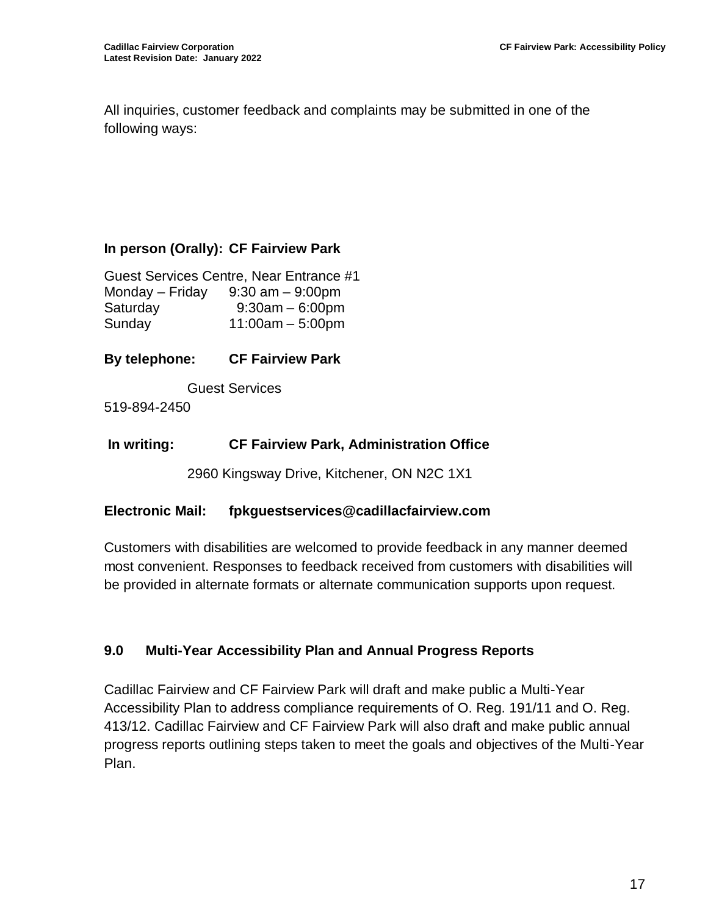All inquiries, customer feedback and complaints may be submitted in one of the following ways:

**In person (Orally): CF Fairview Park**

Guest Services Centre, Near Entrance #1
Monday – Friday 9:30 am – 9:00pm
Saturday 9:30am – 6:00pm
Sunday 11:00am – 5:00pm

**By telephone: CF Fairview Park**

Guest Services
519-894-2450

**In writing: CF Fairview Park, Administration Office**

2960 Kingsway Drive, Kitchener, ON N2C 1X1

**Electronic Mail: fpkguestservices@cadillacfairview.com**

Customers with disabilities are welcomed to provide feedback in any manner deemed most convenient. Responses to feedback received from customers with disabilities will be provided in alternate formats or alternate communication supports upon request.

## 9.0 Multi-Year Accessibility Plan and Annual Progress Reports

Cadillac Fairview and CF Fairview Park will draft and make public a Multi-Year Accessibility Plan to address compliance requirements of O. Reg. 191/11 and O. Reg. 413/12. Cadillac Fairview and CF Fairview Park will also draft and make public annual progress reports outlining steps taken to meet the goals and objectives of the Multi-Year Plan.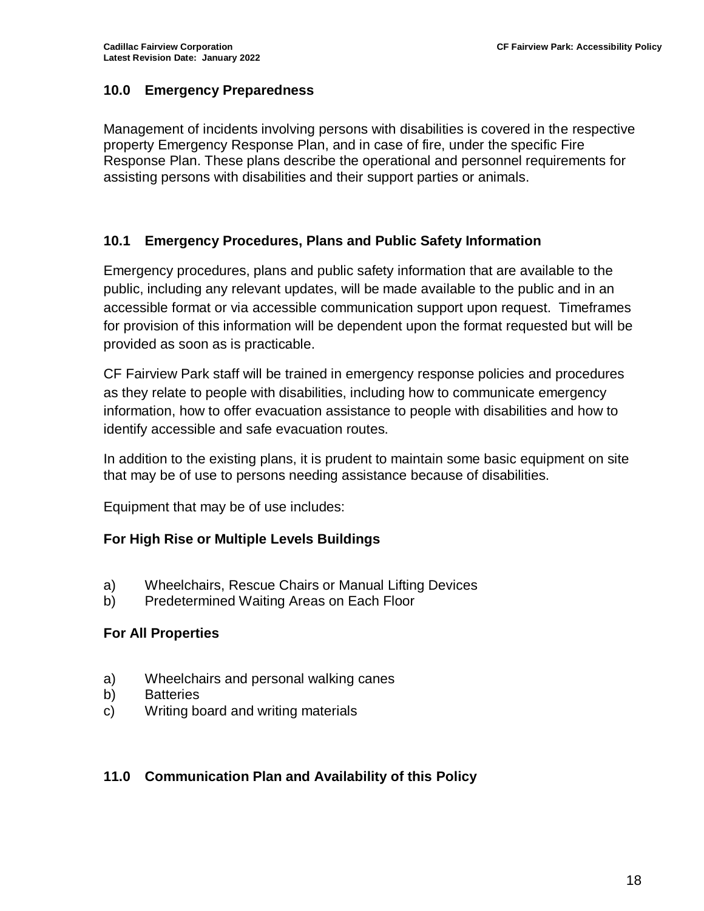## 10.0 Emergency Preparedness

Management of incidents involving persons with disabilities is covered in the respective property Emergency Response Plan, and in case of fire, under the specific Fire Response Plan. These plans describe the operational and personnel requirements for assisting persons with disabilities and their support parties or animals.

### 10.1 Emergency Procedures, Plans and Public Safety Information

Emergency procedures, plans and public safety information that are available to the public, including any relevant updates, will be made available to the public and in an accessible format or via accessible communication support upon request. Timeframes for provision of this information will be dependent upon the format requested but will be provided as soon as is practicable.

CF Fairview Park staff will be trained in emergency response policies and procedures as they relate to people with disabilities, including how to communicate emergency information, how to offer evacuation assistance to people with disabilities and how to identify accessible and safe evacuation routes.

In addition to the existing plans, it is prudent to maintain some basic equipment on site that may be of use to persons needing assistance because of disabilities.

Equipment that may be of use includes:

**For High Rise or Multiple Levels Buildings**

a) Wheelchairs, Rescue Chairs or Manual Lifting Devices
b) Predetermined Waiting Areas on Each Floor

**For All Properties**

a) Wheelchairs and personal walking canes
b) Batteries
c) Writing board and writing materials

## 11.0 Communication Plan and Availability of this Policy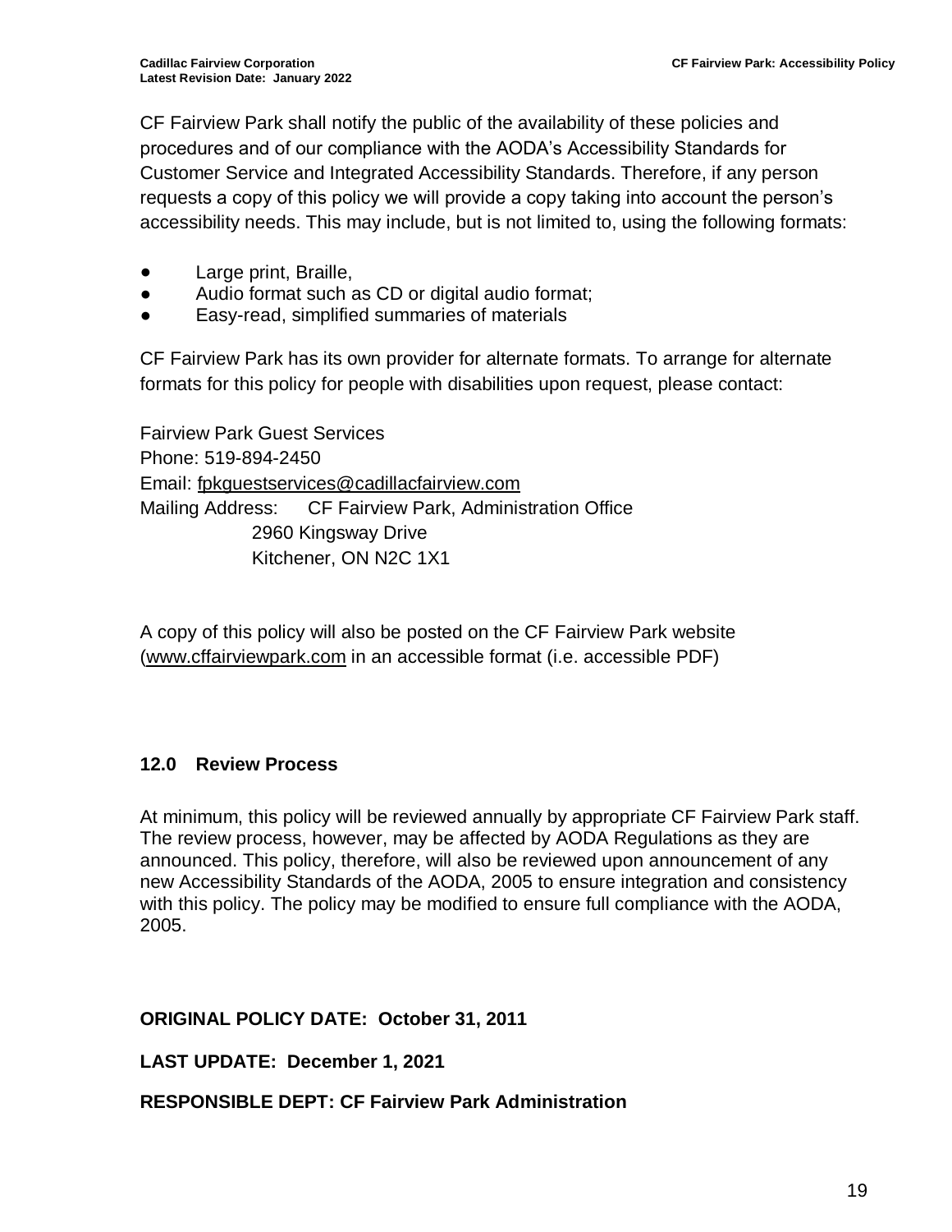CF Fairview Park shall notify the public of the availability of these policies and procedures and of our compliance with the AODA's Accessibility Standards for Customer Service and Integrated Accessibility Standards. Therefore, if any person requests a copy of this policy we will provide a copy taking into account the person's accessibility needs. This may include, but is not limited to, using the following formats:

- Large print, Braille,
- Audio format such as CD or digital audio format;
- Easy-read, simplified summaries of materials

CF Fairview Park has its own provider for alternate formats. To arrange for alternate formats for this policy for people with disabilities upon request, please contact:

Fairview Park Guest Services
Phone: 519-894-2450
Email: fpkguestservices@cadillacfairview.com
Mailing Address: CF Fairview Park, Administration Office
2960 Kingsway Drive
Kitchener, ON N2C 1X1

A copy of this policy will also be posted on the CF Fairview Park website (www.cffairviewpark.com in an accessible format (i.e. accessible PDF)

## 12.0 Review Process

At minimum, this policy will be reviewed annually by appropriate CF Fairview Park staff. The review process, however, may be affected by AODA Regulations as they are announced. This policy, therefore, will also be reviewed upon announcement of any new Accessibility Standards of the AODA, 2005 to ensure integration and consistency with this policy. The policy may be modified to ensure full compliance with the AODA, 2005.

**ORIGINAL POLICY DATE: October 31, 2011**

**LAST UPDATE: December 1, 2021**

**RESPONSIBLE DEPT: CF Fairview Park Administration**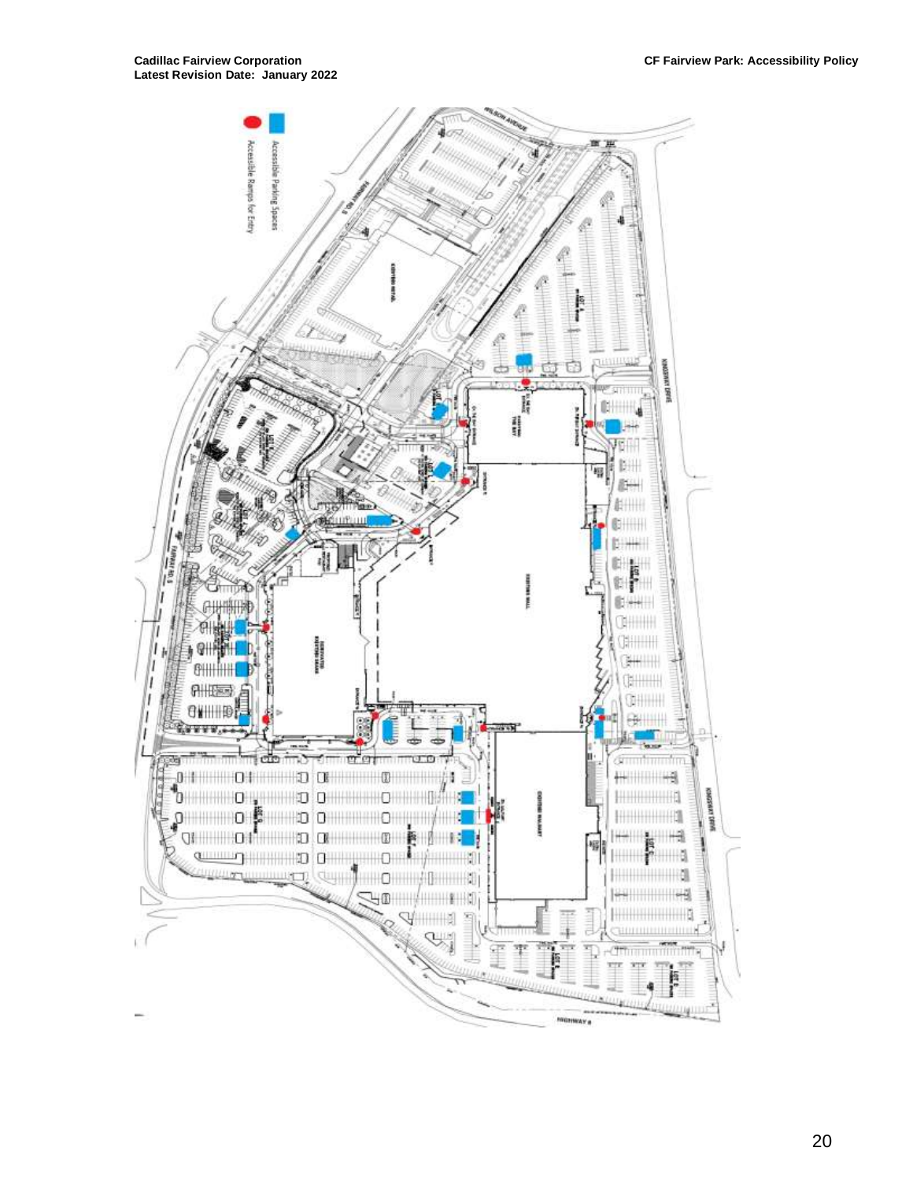Accessible Parking Spaces

Accessible Ramps for Entry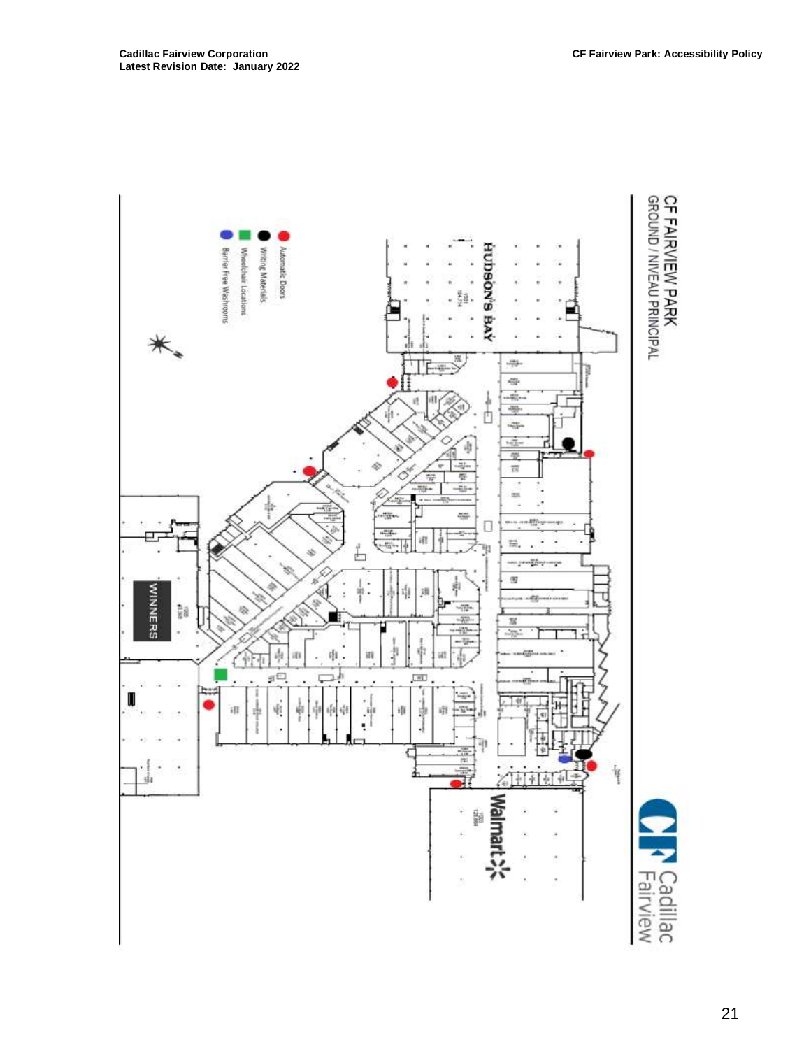CF FAIRVIEW PARK
GROUND / NIVEAU PRINCIPAL

Automatic Doors

Writing Materials

Wheelchair Locations

Barrier Free Washrooms

HUDSON'S BAY

WINNERS

Walmart